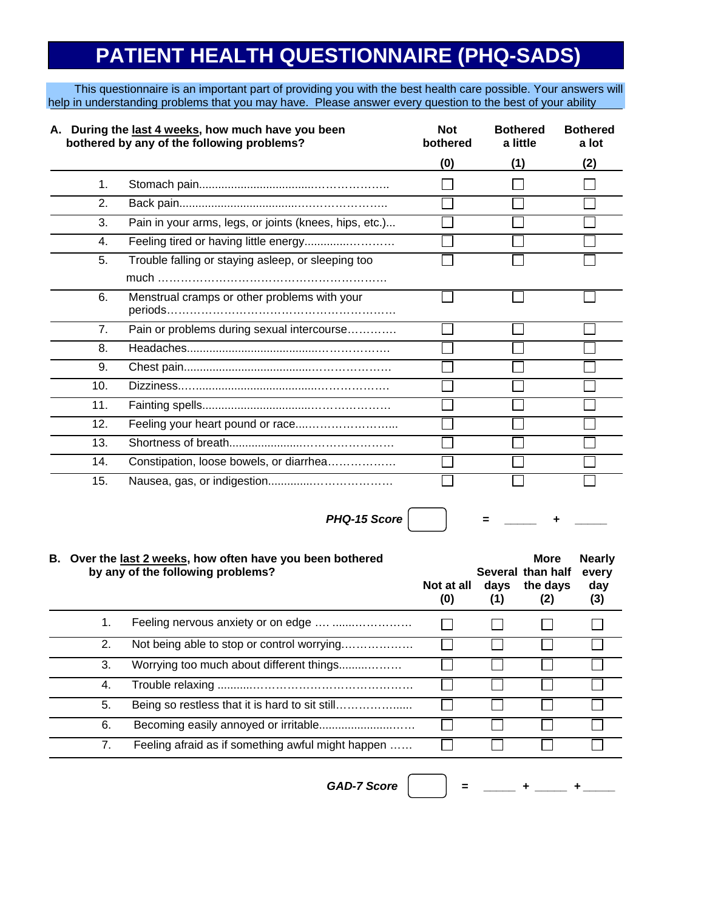# PATIENT HEALTH QUESTIONNAIRE (PHQ-SADS)

This questionnaire is an important part of providing you with the best health care possible. Your answers will help in understanding problems that you may have. Please answer every question to the best of your ability

| | **A. During the last 4 weeks, how much have you been bothered by any of the following problems?** | **Not bothered (0)** | **Bothered a little (1)** | **Bothered a lot (2)** |
|---|---|---|---|---|
| 1. | Stomach pain | ☐ | ☐ | ☐ |
| 2. | Back pain | ☐ | ☐ | ☐ |
| 3. | Pain in your arms, legs, or joints (knees, hips, etc.) | ☐ | ☐ | ☐ |
| 4. | Feeling tired or having little energy | ☐ | ☐ | ☐ |
| 5. | Trouble falling or staying asleep, or sleeping too much | ☐ | ☐ | ☐ |
| 6. | Menstrual cramps or other problems with your periods | ☐ | ☐ | ☐ |
| 7. | Pain or problems during sexual intercourse | ☐ | ☐ | ☐ |
| 8. | Headaches | ☐ | ☐ | ☐ |
| 9. | Chest pain | ☐ | ☐ | ☐ |
| 10. | Dizziness | ☐ | ☐ | ☐ |
| 11. | Fainting spells | ☐ | ☐ | ☐ |
| 12. | Feeling your heart pound or race | ☐ | ☐ | ☐ |
| 13. | Shortness of breath | ☐ | ☐ | ☐ |
| 14. | Constipation, loose bowels, or diarrhea | ☐ | ☐ | ☐ |
| 15. | Nausea, gas, or indigestion | ☐ | ☐ | ☐ |

***PHQ-15 Score*** ☐ = _____ + _____

| | **B. Over the last 2 weeks, how often have you been bothered by any of the following problems?** | **Not at all (0)** | **Several days (1)** | **More than half the days (2)** | **Nearly every day (3)** |
|---|---|---|---|---|---|
| 1. | Feeling nervous anxiety or on edge | ☐ | ☐ | ☐ | ☐ |
| 2. | Not being able to stop or control worrying | ☐ | ☐ | ☐ | ☐ |
| 3. | Worrying too much about different things | ☐ | ☐ | ☐ | ☐ |
| 4. | Trouble relaxing | ☐ | ☐ | ☐ | ☐ |
| 5. | Being so restless that it is hard to sit still | ☐ | ☐ | ☐ | ☐ |
| 6. | Becoming easily annoyed or irritable | ☐ | ☐ | ☐ | ☐ |
| 7. | Feeling afraid as if something awful might happen | ☐ | ☐ | ☐ | ☐ |

***GAD-7 Score*** ☐ = _____ + _____ + _____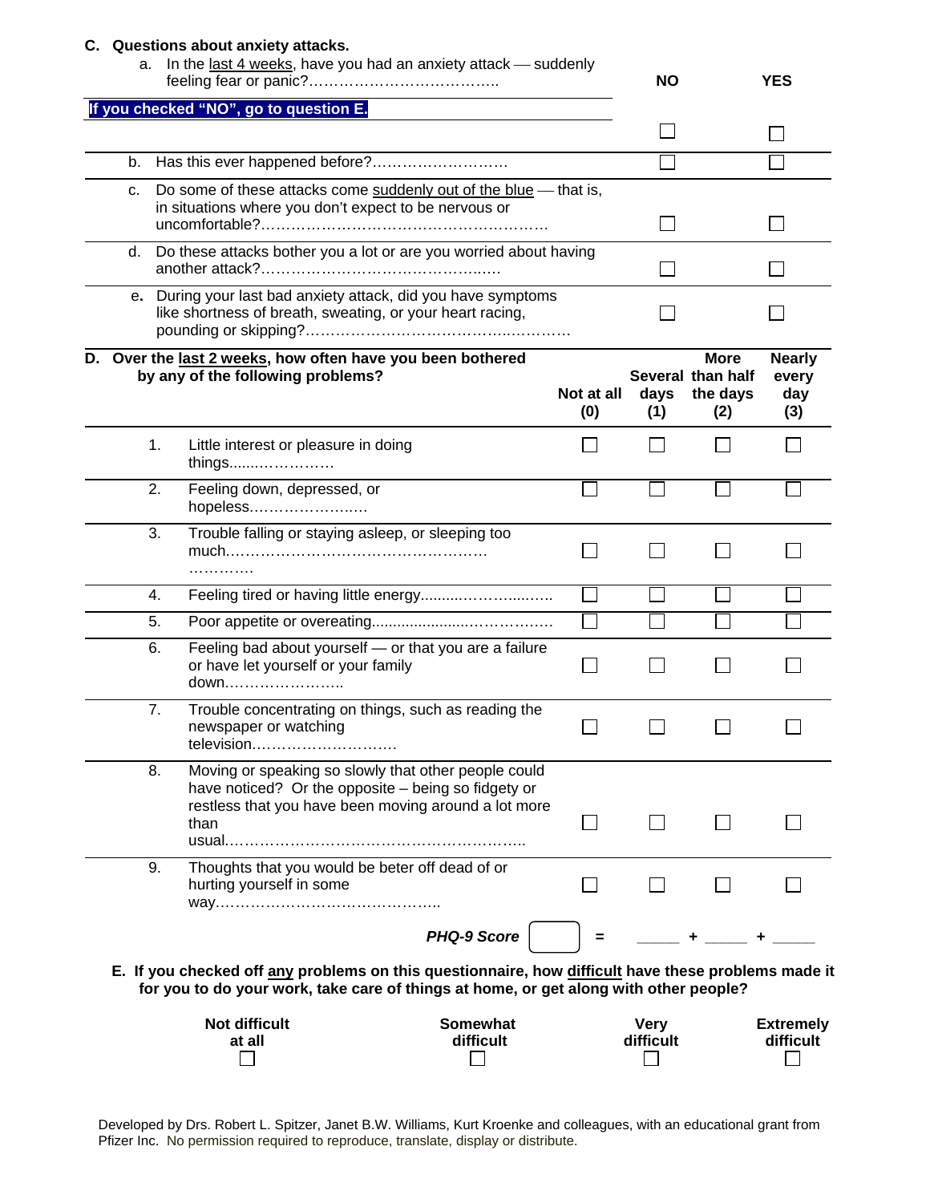**C. Questions about anxiety attacks.**

| | NO | YES |
|---|---|---|
| a. In the last 4 weeks, have you had an anxiety attack — suddenly feeling fear or panic?……………………………….. | ☐ | ☐ |
| **If you checked "NO", go to question E.** | | |
| b. Has this ever happened before?……………………… | ☐ | ☐ |
| c. Do some of these attacks come suddenly out of the blue — that is, in situations where you don't expect to be nervous or uncomfortable?………………………………………………. | ☐ | ☐ |
| d. Do these attacks bother you a lot or are you worried about having another attack?……………………………………….… | ☐ | ☐ |
| e. During your last bad anxiety attack, did you have symptoms like shortness of breath, sweating, or your heart racing, pounding or skipping?…………………………………...………… | ☐ | ☐ |

| **D. Over the last 2 weeks, how often have you been bothered by any of the following problems?** | **Not at all (0)** | **Several days (1)** | **More than half the days (2)** | **Nearly every day (3)** |
|---|---|---|---|---|
| 1. Little interest or pleasure in doing things.......……………… | ☐ | ☐ | ☐ | ☐ |
| 2. Feeling down, depressed, or hopeless.…………………… | ☐ | ☐ | ☐ | ☐ |
| 3. Trouble falling or staying asleep, or sleeping too much.…………………………………………… ………… | ☐ | ☐ | ☐ | ☐ |
| 4. Feeling tired or having little energy.........………...…. | ☐ | ☐ | ☐ | ☐ |
| 5. Poor appetite or overeating......................…………… | ☐ | ☐ | ☐ | ☐ |
| 6. Feeling bad about yourself — or that you are a failure or have let yourself or your family down.………………….. | ☐ | ☐ | ☐ | ☐ |
| 7. Trouble concentrating on things, such as reading the newspaper or watching television.………………………… | ☐ | ☐ | ☐ | ☐ |
| 8. Moving or speaking so slowly that other people could have noticed? Or the opposite – being so fidgety or restless that you have been moving around a lot more than usual.………………………………………………….. | ☐ | ☐ | ☐ | ☐ |
| 9. Thoughts that you would be beter off dead of or hurting yourself in some way…………………………………….. | ☐ | ☐ | ☐ | ☐ |

***PHQ-9 Score*** ☐ = _____ + _____ + _____

**E. If you checked off any problems on this questionnaire, how difficult have these problems made it for you to do your work, take care of things at home, or get along with other people?**

| **Not difficult at all** | **Somewhat difficult** | **Very difficult** | **Extremely difficult** |
|---|---|---|---|
| ☐ | ☐ | ☐ | ☐ |

Developed by Drs. Robert L. Spitzer, Janet B.W. Williams, Kurt Kroenke and colleagues, with an educational grant from Pfizer Inc. No permission required to reproduce, translate, display or distribute.